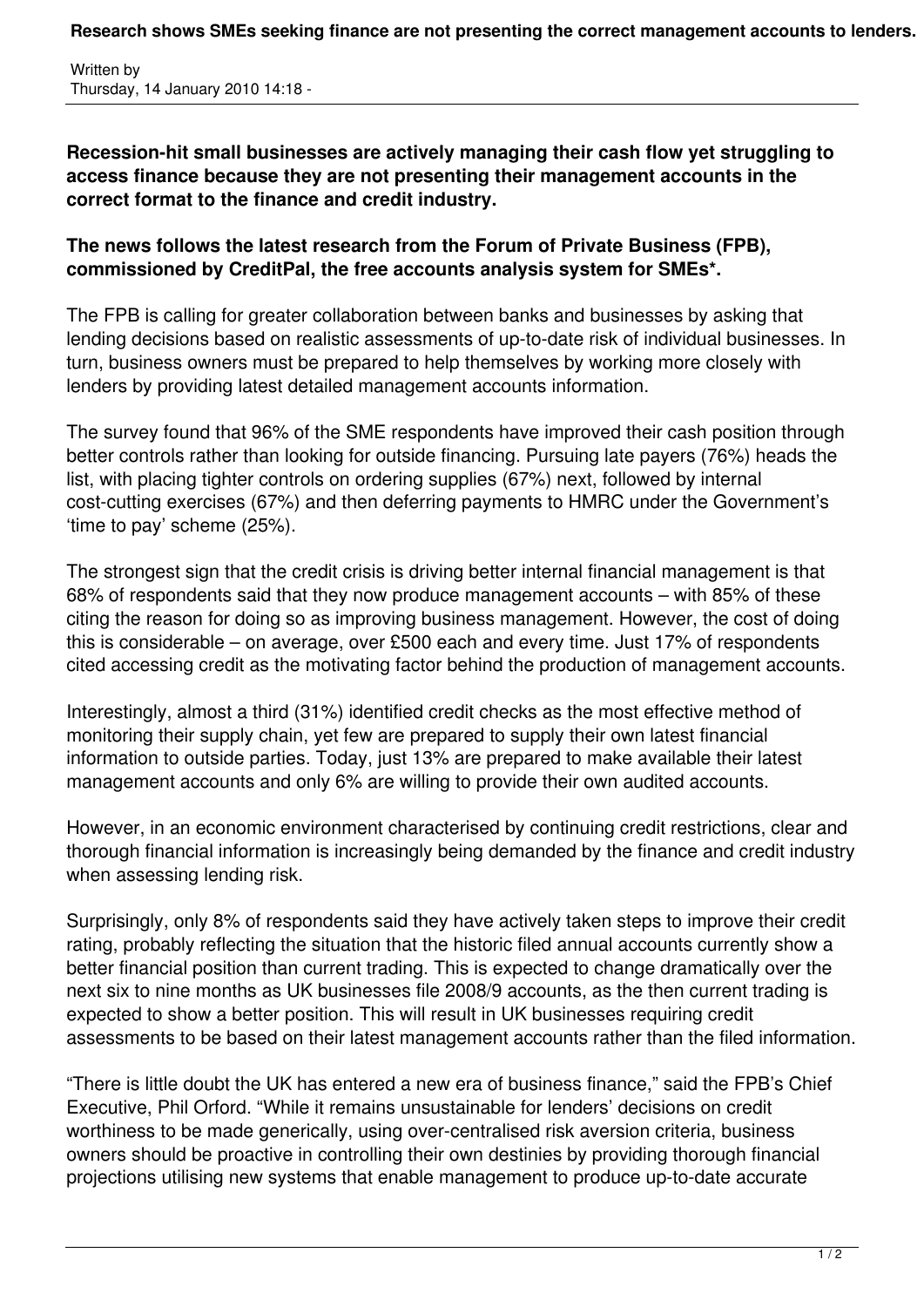# Research shows SMEs seeking finance are not presenting the correct management accounts to lenders.

Written by
Thursday, 14 January 2010 14:18 -

**Recession-hit small businesses are actively managing their cash flow yet struggling to access finance because they are not presenting their management accounts in the correct format to the finance and credit industry.**

**The news follows the latest research from the Forum of Private Business (FPB), commissioned by CreditPal, the free accounts analysis system for SMEs*.**

The FPB is calling for greater collaboration between banks and businesses by asking that lending decisions based on realistic assessments of up-to-date risk of individual businesses. In turn, business owners must be prepared to help themselves by working more closely with lenders by providing latest detailed management accounts information.

The survey found that 96% of the SME respondents have improved their cash position through better controls rather than looking for outside financing. Pursuing late payers (76%) heads the list, with placing tighter controls on ordering supplies (67%) next, followed by internal cost-cutting exercises (67%) and then deferring payments to HMRC under the Government's 'time to pay' scheme (25%).

The strongest sign that the credit crisis is driving better internal financial management is that 68% of respondents said that they now produce management accounts – with 85% of these citing the reason for doing so as improving business management. However, the cost of doing this is considerable – on average, over £500 each and every time. Just 17% of respondents cited accessing credit as the motivating factor behind the production of management accounts.

Interestingly, almost a third (31%) identified credit checks as the most effective method of monitoring their supply chain, yet few are prepared to supply their own latest financial information to outside parties. Today, just 13% are prepared to make available their latest management accounts and only 6% are willing to provide their own audited accounts.

However, in an economic environment characterised by continuing credit restrictions, clear and thorough financial information is increasingly being demanded by the finance and credit industry when assessing lending risk.

Surprisingly, only 8% of respondents said they have actively taken steps to improve their credit rating, probably reflecting the situation that the historic filed annual accounts currently show a better financial position than current trading. This is expected to change dramatically over the next six to nine months as UK businesses file 2008/9 accounts, as the then current trading is expected to show a better position. This will result in UK businesses requiring credit assessments to be based on their latest management accounts rather than the filed information.

"There is little doubt the UK has entered a new era of business finance," said the FPB's Chief Executive, Phil Orford. "While it remains unsustainable for lenders' decisions on credit worthiness to be made generically, using over-centralised risk aversion criteria, business owners should be proactive in controlling their own destinies by providing thorough financial projections utilising new systems that enable management to produce up-to-date accurate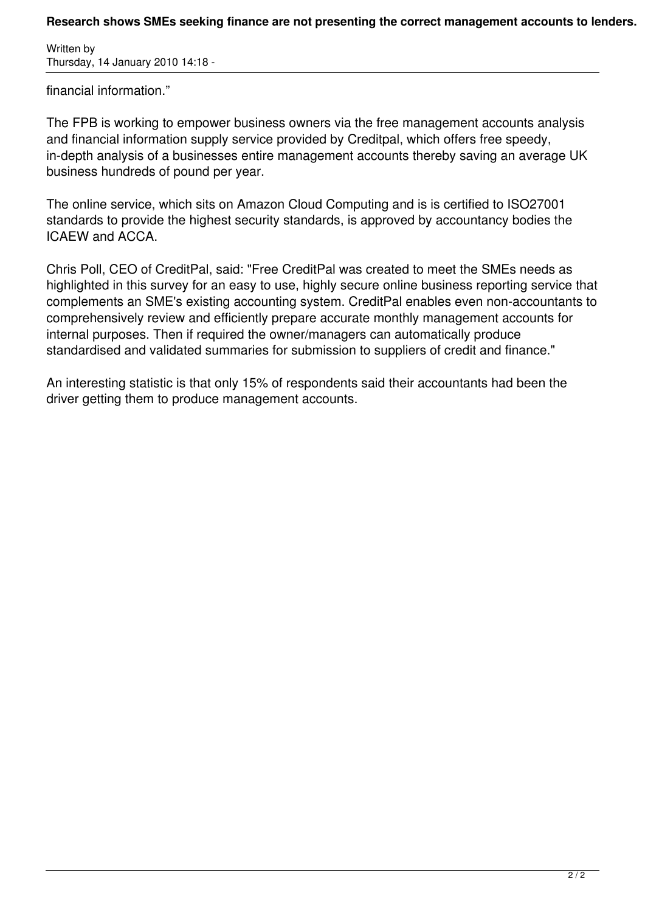financial information."

The FPB is working to empower business owners via the free management accounts analysis and financial information supply service provided by Creditpal, which offers free speedy, in-depth analysis of a businesses entire management accounts thereby saving an average UK business hundreds of pound per year.

The online service, which sits on Amazon Cloud Computing and is is certified to ISO27001 standards to provide the highest security standards, is approved by accountancy bodies the ICAEW and ACCA.

Chris Poll, CEO of CreditPal, said: "Free CreditPal was created to meet the SMEs needs as highlighted in this survey for an easy to use, highly secure online business reporting service that complements an SME's existing accounting system. CreditPal enables even non-accountants to comprehensively review and efficiently prepare accurate monthly management accounts for internal purposes. Then if required the owner/managers can automatically produce standardised and validated summaries for submission to suppliers of credit and finance."

An interesting statistic is that only 15% of respondents said their accountants had been the driver getting them to produce management accounts.